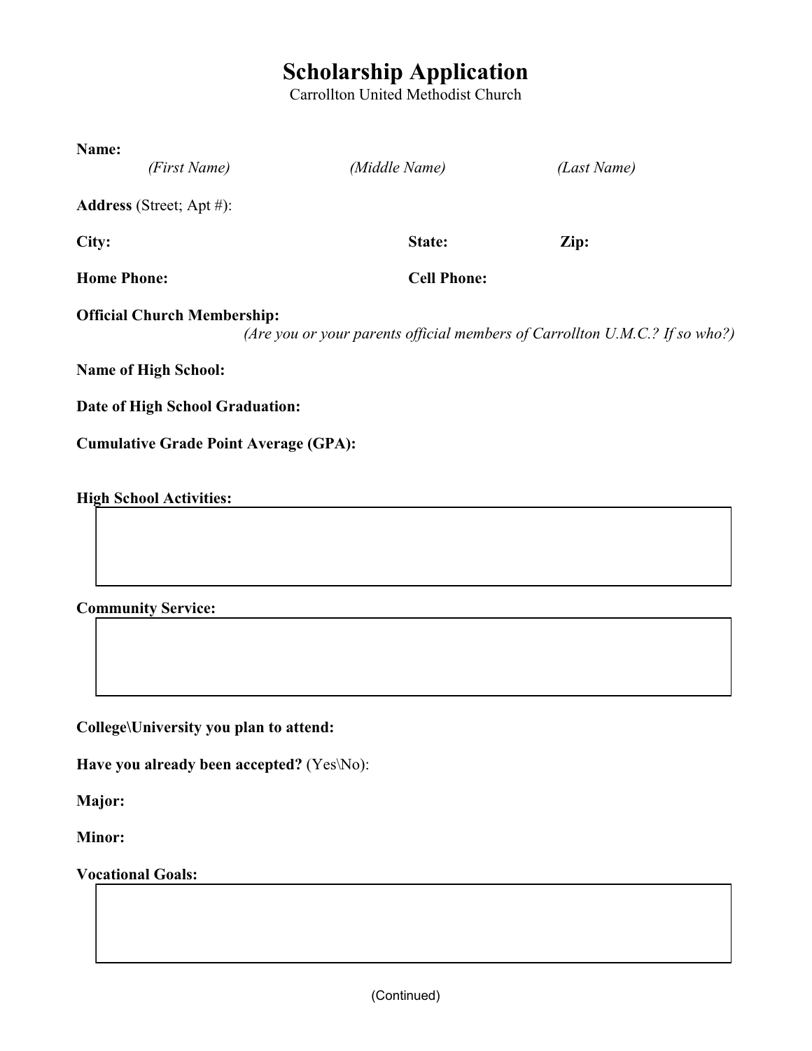# Scholarship Application

Carrollton United Methodist Church

**Name:**

*(First Name)* *(Middle Name)* *(Last Name)*

**Address** (Street; Apt #):

**City:** **State:** **Zip:**

**Home Phone:** **Cell Phone:**

**Official Church Membership:**

*(Are you or your parents official members of Carrollton U.M.C.? If so who?)*

**Name of High School:**

**Date of High School Graduation:**

**Cumulative Grade Point Average (GPA):**

**High School Activities:**

**Community Service:**

**College\University you plan to attend:**

**Have you already been accepted?** (Yes\No):

**Major:**

**Minor:**

**Vocational Goals:**

(Continued)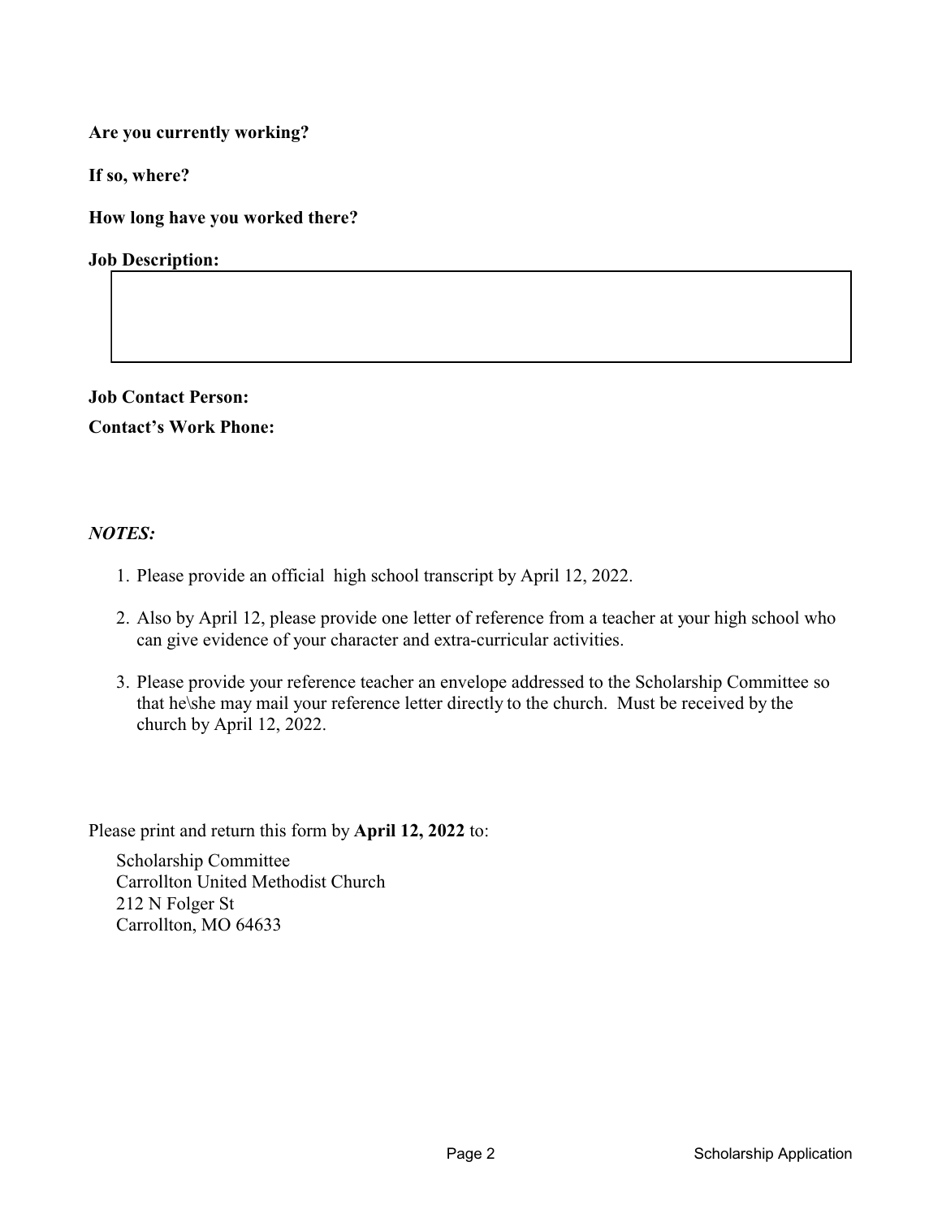**Are you currently working?**

**If so, where?**

**How long have you worked there?**

**Job Description:**

**Job Contact Person:**

**Contact's Work Phone:**

***NOTES:***

1. Please provide an official high school transcript by April 12, 2022.
2. Also by April 12, please provide one letter of reference from a teacher at your high school who can give evidence of your character and extra-curricular activities.
3. Please provide your reference teacher an envelope addressed to the Scholarship Committee so that he\she may mail your reference letter directly to the church. Must be received by the church by April 12, 2022.

Please print and return this form by **April 12, 2022** to:

Scholarship Committee
Carrollton United Methodist Church
212 N Folger St
Carrollton, MO 64633